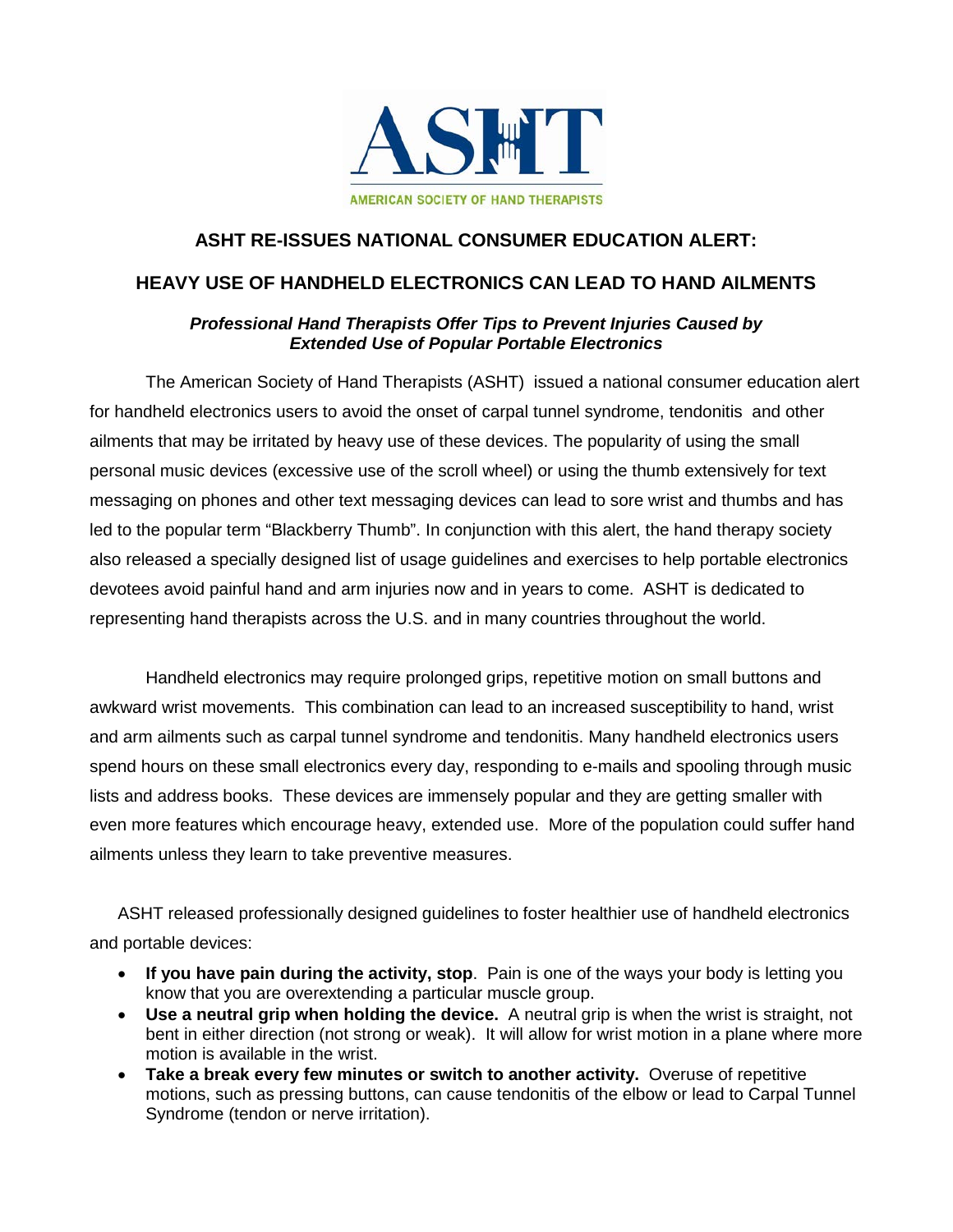ASHT

AMERICAN SOCIETY OF HAND THERAPISTS

# ASHT RE-ISSUES NATIONAL CONSUMER EDUCATION ALERT:

# HEAVY USE OF HANDHELD ELECTRONICS CAN LEAD TO HAND AILMENTS

***Professional Hand Therapists Offer Tips to Prevent Injuries Caused by Extended Use of Popular Portable Electronics***

The American Society of Hand Therapists (ASHT) issued a national consumer education alert for handheld electronics users to avoid the onset of carpal tunnel syndrome, tendonitis and other ailments that may be irritated by heavy use of these devices. The popularity of using the small personal music devices (excessive use of the scroll wheel) or using the thumb extensively for text messaging on phones and other text messaging devices can lead to sore wrist and thumbs and has led to the popular term "Blackberry Thumb". In conjunction with this alert, the hand therapy society also released a specially designed list of usage guidelines and exercises to help portable electronics devotees avoid painful hand and arm injuries now and in years to come. ASHT is dedicated to representing hand therapists across the U.S. and in many countries throughout the world.

Handheld electronics may require prolonged grips, repetitive motion on small buttons and awkward wrist movements. This combination can lead to an increased susceptibility to hand, wrist and arm ailments such as carpal tunnel syndrome and tendonitis. Many handheld electronics users spend hours on these small electronics every day, responding to e-mails and spooling through music lists and address books. These devices are immensely popular and they are getting smaller with even more features which encourage heavy, extended use. More of the population could suffer hand ailments unless they learn to take preventive measures.

ASHT released professionally designed guidelines to foster healthier use of handheld electronics and portable devices:

- **If you have pain during the activity, stop**. Pain is one of the ways your body is letting you know that you are overextending a particular muscle group.
- **Use a neutral grip when holding the device.** A neutral grip is when the wrist is straight, not bent in either direction (not strong or weak). It will allow for wrist motion in a plane where more motion is available in the wrist.
- **Take a break every few minutes or switch to another activity.** Overuse of repetitive motions, such as pressing buttons, can cause tendonitis of the elbow or lead to Carpal Tunnel Syndrome (tendon or nerve irritation).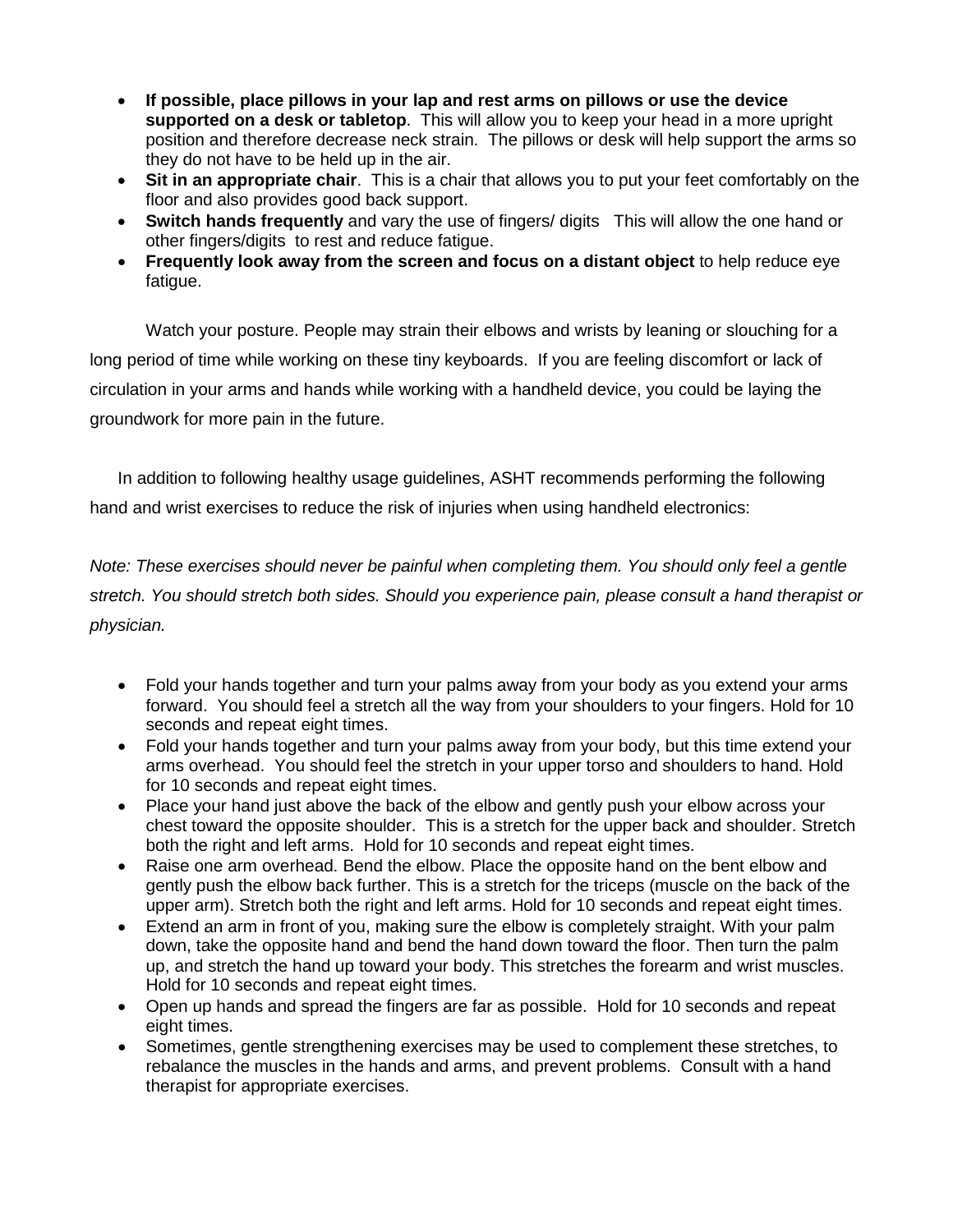- **If possible, place pillows in your lap and rest arms on pillows or use the device supported on a desk or tabletop**. This will allow you to keep your head in a more upright position and therefore decrease neck strain. The pillows or desk will help support the arms so they do not have to be held up in the air.
- **Sit in an appropriate chair**. This is a chair that allows you to put your feet comfortably on the floor and also provides good back support.
- **Switch hands frequently** and vary the use of fingers/ digits This will allow the one hand or other fingers/digits to rest and reduce fatigue.
- **Frequently look away from the screen and focus on a distant object** to help reduce eye fatigue.

Watch your posture. People may strain their elbows and wrists by leaning or slouching for a long period of time while working on these tiny keyboards. If you are feeling discomfort or lack of circulation in your arms and hands while working with a handheld device, you could be laying the groundwork for more pain in the future.

In addition to following healthy usage guidelines, ASHT recommends performing the following hand and wrist exercises to reduce the risk of injuries when using handheld electronics:

*Note: These exercises should never be painful when completing them. You should only feel a gentle stretch. You should stretch both sides. Should you experience pain, please consult a hand therapist or physician.*

- Fold your hands together and turn your palms away from your body as you extend your arms forward. You should feel a stretch all the way from your shoulders to your fingers. Hold for 10 seconds and repeat eight times.
- Fold your hands together and turn your palms away from your body, but this time extend your arms overhead. You should feel the stretch in your upper torso and shoulders to hand. Hold for 10 seconds and repeat eight times.
- Place your hand just above the back of the elbow and gently push your elbow across your chest toward the opposite shoulder. This is a stretch for the upper back and shoulder. Stretch both the right and left arms. Hold for 10 seconds and repeat eight times.
- Raise one arm overhead. Bend the elbow. Place the opposite hand on the bent elbow and gently push the elbow back further. This is a stretch for the triceps (muscle on the back of the upper arm). Stretch both the right and left arms. Hold for 10 seconds and repeat eight times.
- Extend an arm in front of you, making sure the elbow is completely straight. With your palm down, take the opposite hand and bend the hand down toward the floor. Then turn the palm up, and stretch the hand up toward your body. This stretches the forearm and wrist muscles. Hold for 10 seconds and repeat eight times.
- Open up hands and spread the fingers are far as possible. Hold for 10 seconds and repeat eight times.
- Sometimes, gentle strengthening exercises may be used to complement these stretches, to rebalance the muscles in the hands and arms, and prevent problems. Consult with a hand therapist for appropriate exercises.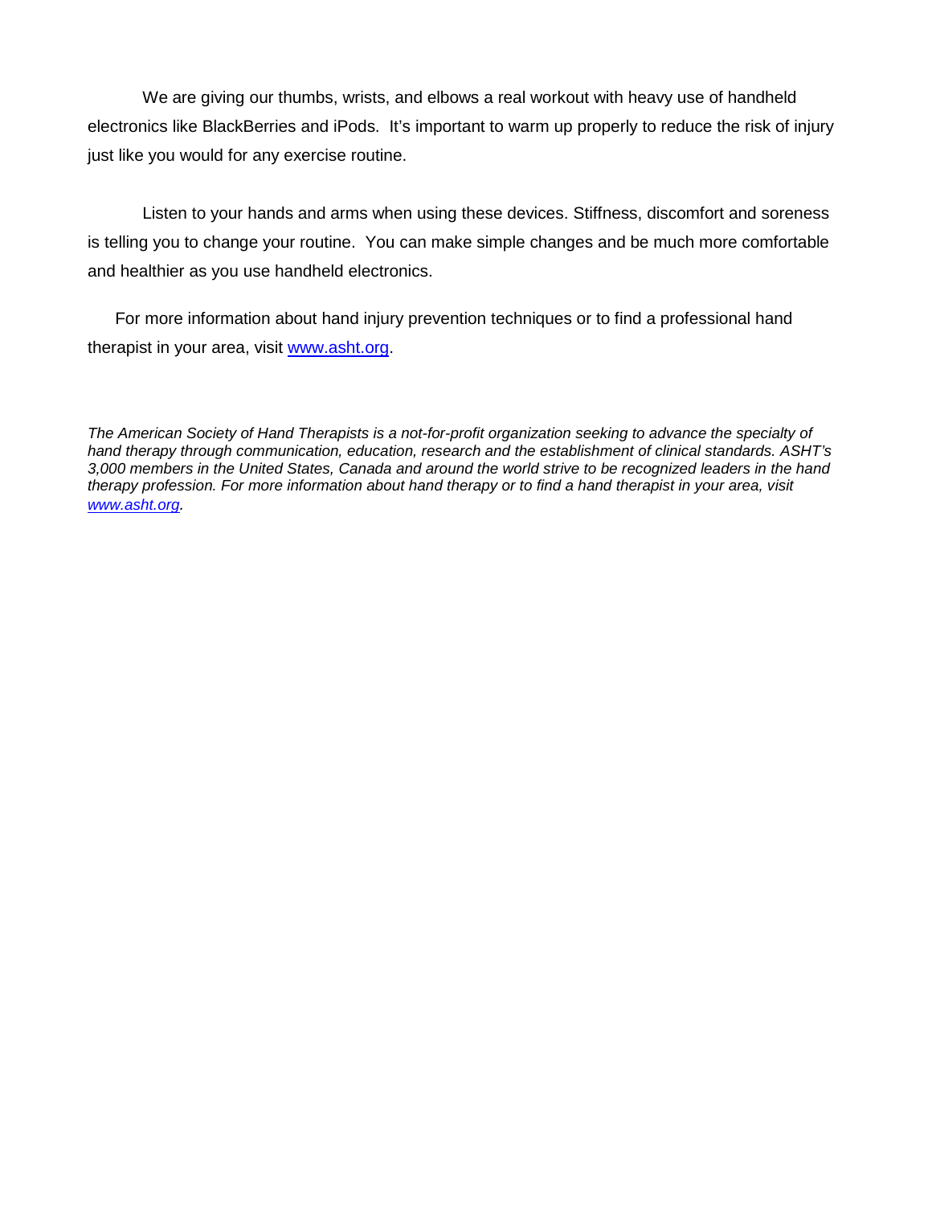We are giving our thumbs, wrists, and elbows a real workout with heavy use of handheld electronics like BlackBerries and iPods. It's important to warm up properly to reduce the risk of injury just like you would for any exercise routine.

Listen to your hands and arms when using these devices. Stiffness, discomfort and soreness is telling you to change your routine. You can make simple changes and be much more comfortable and healthier as you use handheld electronics.

For more information about hand injury prevention techniques or to find a professional hand therapist in your area, visit [www.asht.org](http://www.asht.org).

*The American Society of Hand Therapists is a not-for-profit organization seeking to advance the specialty of hand therapy through communication, education, research and the establishment of clinical standards. ASHT's 3,000 members in the United States, Canada and around the world strive to be recognized leaders in the hand therapy profession. For more information about hand therapy or to find a hand therapist in your area, visit [www.asht.org](http://www.asht.org).*